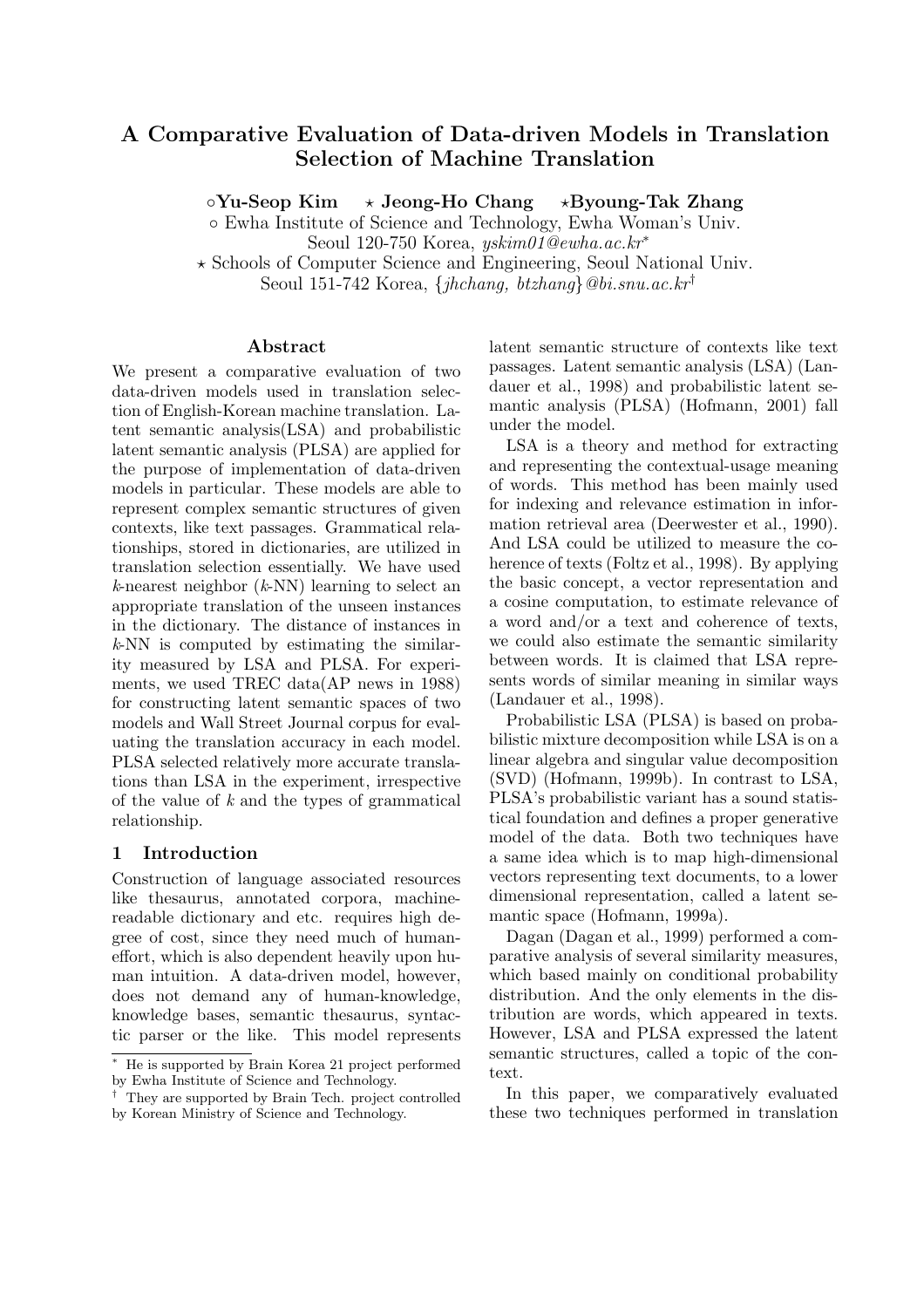# A Comparative Evaluation of Data-driven Models in Translation Selection of Machine Translation

∘**Yu-Seop Kim** ⋆ **Jeong-Ho Chang** ⋆**Byoung-Tak Zhang**

∘ Ewha Institute of Science and Technology, Ewha Woman's Univ.
Seoul 120-750 Korea, *yskim01@ewha.ac.kr*[*]

⋆ Schools of Computer Science and Engineering, Seoul National Univ.
Seoul 151-742 Korea, {*jhchang, btzhang*}*@bi.snu.ac.kr*[†]

## Abstract

We present a comparative evaluation of two data-driven models used in translation selection of English-Korean machine translation. Latent semantic analysis(LSA) and probabilistic latent semantic analysis (PLSA) are applied for the purpose of implementation of data-driven models in particular. These models are able to represent complex semantic structures of given contexts, like text passages. Grammatical relationships, stored in dictionaries, are utilized in translation selection essentially. We have used $k$-nearest neighbor ($k$-NN) learning to select an appropriate translation of the unseen instances in the dictionary. The distance of instances in $k$-NN is computed by estimating the similarity measured by LSA and PLSA. For experiments, we used TREC data(AP news in 1988) for constructing latent semantic spaces of two models and Wall Street Journal corpus for evaluating the translation accuracy in each model. PLSA selected relatively more accurate translations than LSA in the experiment, irrespective of the value of $k$ and the types of grammatical relationship.

## 1 Introduction

Construction of language associated resources like thesaurus, annotated corpora, machine-readable dictionary and etc. requires high degree of cost, since they need much of human-effort, which is also dependent heavily upon human intuition. A data-driven model, however, does not demand any of human-knowledge, knowledge bases, semantic thesaurus, syntactic parser or the like. This model represents latent semantic structure of contexts like text passages. Latent semantic analysis (LSA) (Landauer et al., 1998) and probabilistic latent semantic analysis (PLSA) (Hofmann, 2001) fall under the model.

LSA is a theory and method for extracting and representing the contextual-usage meaning of words. This method has been mainly used for indexing and relevance estimation in information retrieval area (Deerwester et al., 1990). And LSA could be utilized to measure the coherence of texts (Foltz et al., 1998). By applying the basic concept, a vector representation and a cosine computation, to estimate relevance of a word and/or a text and coherence of texts, we could also estimate the semantic similarity between words. It is claimed that LSA represents words of similar meaning in similar ways (Landauer et al., 1998).

Probabilistic LSA (PLSA) is based on probabilistic mixture decomposition while LSA is on a linear algebra and singular value decomposition (SVD) (Hofmann, 1999b). In contrast to LSA, PLSA's probabilistic variant has a sound statistical foundation and defines a proper generative model of the data. Both two techniques have a same idea which is to map high-dimensional vectors representing text documents, to a lower dimensional representation, called a latent semantic space (Hofmann, 1999a).

Dagan (Dagan et al., 1999) performed a comparative analysis of several similarity measures, which based mainly on conditional probability distribution. And the only elements in the distribution are words, which appeared in texts. However, LSA and PLSA expressed the latent semantic structures, called a topic of the context.

In this paper, we comparatively evaluated these two techniques performed in translation

[*] He is supported by Brain Korea 21 project performed by Ewha Institute of Science and Technology.

[†] They are supported by Brain Tech. project controlled by Korean Ministry of Science and Technology.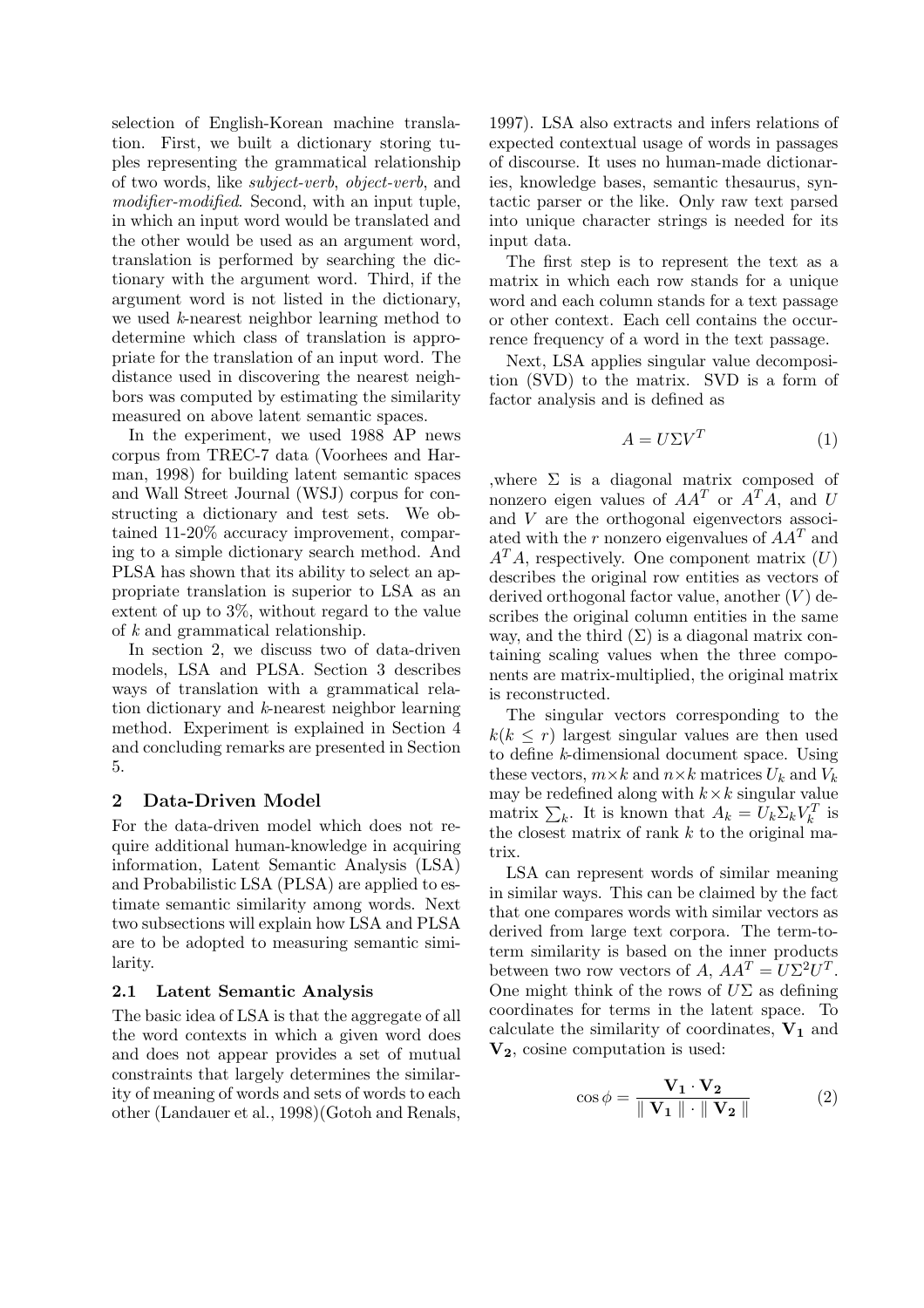selection of English-Korean machine translation. First, we built a dictionary storing tuples representing the grammatical relationship of two words, like *subject-verb*, *object-verb*, and *modifier-modified*. Second, with an input tuple, in which an input word would be translated and the other would be used as an argument word, translation is performed by searching the dictionary with the argument word. Third, if the argument word is not listed in the dictionary, we used $k$-nearest neighbor learning method to determine which class of translation is appropriate for the translation of an input word. The distance used in discovering the nearest neighbors was computed by estimating the similarity measured on above latent semantic spaces.

In the experiment, we used 1988 AP news corpus from TREC-7 data (Voorhees and Harman, 1998) for building latent semantic spaces and Wall Street Journal (WSJ) corpus for constructing a dictionary and test sets. We obtained 11-20% accuracy improvement, comparing to a simple dictionary search method. And PLSA has shown that its ability to select an appropriate translation is superior to LSA as an extent of up to 3%, without regard to the value of $k$ and grammatical relationship.

In section 2, we discuss two of data-driven models, LSA and PLSA. Section 3 describes ways of translation with a grammatical relation dictionary and $k$-nearest neighbor learning method. Experiment is explained in Section 4 and concluding remarks are presented in Section 5.

## 2 Data-Driven Model

For the data-driven model which does not require additional human-knowledge in acquiring information, Latent Semantic Analysis (LSA) and Probabilistic LSA (PLSA) are applied to estimate semantic similarity among words. Next two subsections will explain how LSA and PLSA are to be adopted to measuring semantic similarity.

### 2.1 Latent Semantic Analysis

The basic idea of LSA is that the aggregate of all the word contexts in which a given word does and does not appear provides a set of mutual constraints that largely determines the similarity of meaning of words and sets of words to each other (Landauer et al., 1998)(Gotoh and Renals, 1997). LSA also extracts and infers relations of expected contextual usage of words in passages of discourse. It uses no human-made dictionaries, knowledge bases, semantic thesaurus, syntactic parser or the like. Only raw text parsed into unique character strings is needed for its input data.

The first step is to represent the text as a matrix in which each row stands for a unique word and each column stands for a text passage or other context. Each cell contains the occurrence frequency of a word in the text passage.

Next, LSA applies singular value decomposition (SVD) to the matrix. SVD is a form of factor analysis and is defined as

$$A = U \Sigma V^T \tag{1}$$

,where $\Sigma$ is a diagonal matrix composed of nonzero eigen values of $AA^T$ or $A^TA$, and $U$ and $V$ are the orthogonal eigenvectors associated with the $r$ nonzero eigenvalues of $AA^T$ and $A^TA$, respectively. One component matrix ($U$) describes the original row entities as vectors of derived orthogonal factor value, another ($V$) describes the original column entities in the same way, and the third ($\Sigma$) is a diagonal matrix containing scaling values when the three components are matrix-multiplied, the original matrix is reconstructed.

The singular vectors corresponding to the $k (k \leq r)$ largest singular values are then used to define $k$-dimensional document space. Using these vectors, $m \times k$ and $n \times k$ matrices $U_k$ and $V_k$ may be redefined along with $k \times k$ singular value matrix $\sum_k$. It is known that $A_k = U_k \Sigma_k V_k^T$ is the closest matrix of rank $k$ to the original matrix.

LSA can represent words of similar meaning in similar ways. This can be claimed by the fact that one compares words with similar vectors as derived from large text corpora. The term-to-term similarity is based on the inner products between two row vectors of $A$, $AA^T = U\Sigma^2U^T$. One might think of the rows of $U\Sigma$ as defining coordinates for terms in the latent space. To calculate the similarity of coordinates, $\mathbf{V_1}$ and $\mathbf{V_2}$, cosine computation is used:

$$\cos \phi = \frac{\mathbf{V_1} \cdot \mathbf{V_2}}{\parallel \mathbf{V_1} \parallel \cdot \parallel \mathbf{V_2} \parallel} \tag{2}$$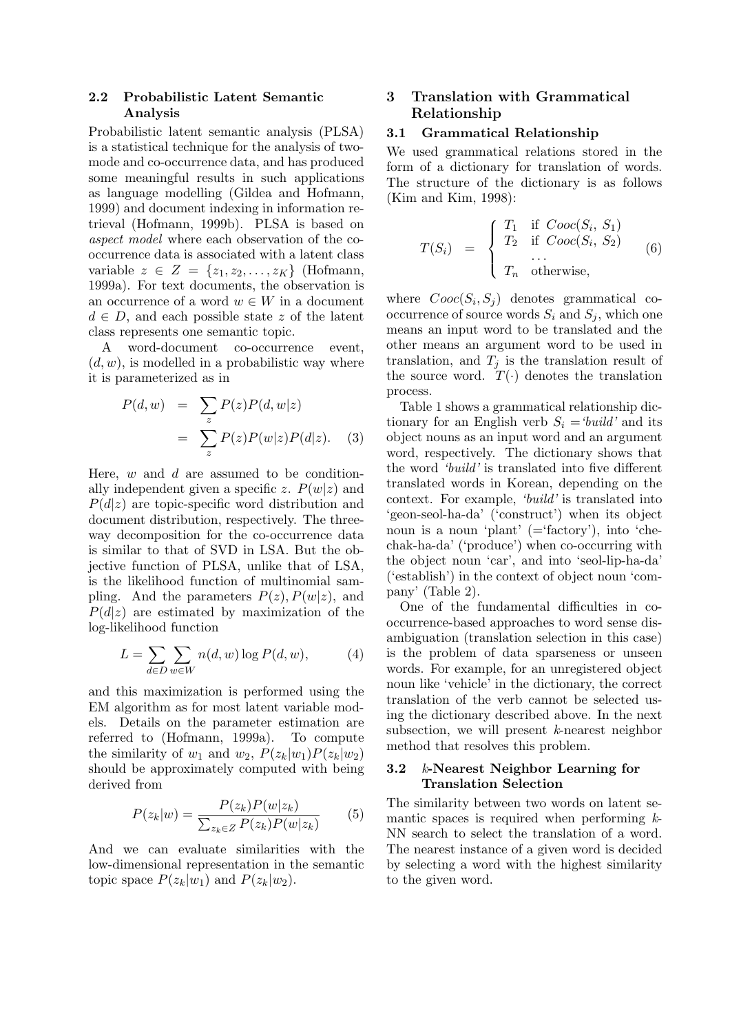### 2.2 Probabilistic Latent Semantic Analysis

Probabilistic latent semantic analysis (PLSA) is a statistical technique for the analysis of two-mode and co-occurrence data, and has produced some meaningful results in such applications as language modelling (Gildea and Hofmann, 1999) and document indexing in information retrieval (Hofmann, 1999b). PLSA is based on *aspect model* where each observation of the co-occurrence data is associated with a latent class variable $z \in Z = \{z_1, z_2, \ldots, z_K\}$ (Hofmann, 1999a). For text documents, the observation is an occurrence of a word $w \in W$ in a document $d \in D$, and each possible state $z$ of the latent class represents one semantic topic.

A word-document co-occurrence event, $(d, w)$, is modelled in a probabilistic way where it is parameterized as in

$$
\begin{aligned}
P(d,w) &= \sum_z P(z)P(d,w|z) \\
&= \sum_z P(z)P(w|z)P(d|z). \quad (3)
\end{aligned}
$$

Here, $w$ and $d$ are assumed to be conditionally independent given a specific $z$. $P(w|z)$ and $P(d|z)$ are topic-specific word distribution and document distribution, respectively. The three-way decomposition for the co-occurrence data is similar to that of SVD in LSA. But the objective function of PLSA, unlike that of LSA, is the likelihood function of multinomial sampling. And the parameters $P(z)$, $P(w|z)$, and $P(d|z)$ are estimated by maximization of the log-likelihood function

$$
L = \sum_{d \in D} \sum_{w \in W} n(d,w) \log P(d,w), \quad (4)
$$

and this maximization is performed using the EM algorithm as for most latent variable models. Details on the parameter estimation are referred to (Hofmann, 1999a). To compute the similarity of $w_1$ and $w_2$, $P(z_k|w_1)P(z_k|w_2)$ should be approximately computed with being derived from

$$
P(z_k|w) = \frac{P(z_k)P(w|z_k)}{\sum_{z_k \in Z} P(z_k)P(w|z_k)} \quad (5)
$$

And we can evaluate similarities with the low-dimensional representation in the semantic topic space $P(z_k|w_1)$ and $P(z_k|w_2)$.

## 3 Translation with Grammatical Relationship

### 3.1 Grammatical Relationship

We used grammatical relations stored in the form of a dictionary for translation of words. The structure of the dictionary is as follows (Kim and Kim, 1998):

$$
T(S_i) = \begin{cases} T_1 & \text{if } Cooc(S_i, S_1) \\ T_2 & \text{if } Cooc(S_i, S_2) \\ & \ldots \\ T_n & \text{otherwise,} \end{cases} \quad (6)
$$

where $Cooc(S_i, S_j)$ denotes grammatical co-occurrence of source words $S_i$ and $S_j$, which one means an input word to be translated and the other means an argument word to be used in translation, and $T_j$ is the translation result of the source word. $T(\cdot)$ denotes the translation process.

Table 1 shows a grammatical relationship dictionary for an English verb $S_i =$*'build'* and its object nouns as an input word and an argument word, respectively. The dictionary shows that the word *'build'* is translated into five different translated words in Korean, depending on the context. For example, *'build'* is translated into 'geon-seol-ha-da' ('construct') when its object noun is a noun 'plant' (='factory'), into 'che-chak-ha-da' ('produce') when co-occurring with the object noun 'car', and into 'seol-lip-ha-da' ('establish') in the context of object noun 'company' (Table 2).

One of the fundamental difficulties in co-occurrence-based approaches to word sense disambiguation (translation selection in this case) is the problem of data sparseness or unseen words. For example, for an unregistered object noun like 'vehicle' in the dictionary, the correct translation of the verb cannot be selected using the dictionary described above. In the next subsection, we will present $k$-nearest neighbor method that resolves this problem.

### 3.2 $k$-Nearest Neighbor Learning for Translation Selection

The similarity between two words on latent semantic spaces is required when performing $k$-NN search to select the translation of a word. The nearest instance of a given word is decided by selecting a word with the highest similarity to the given word.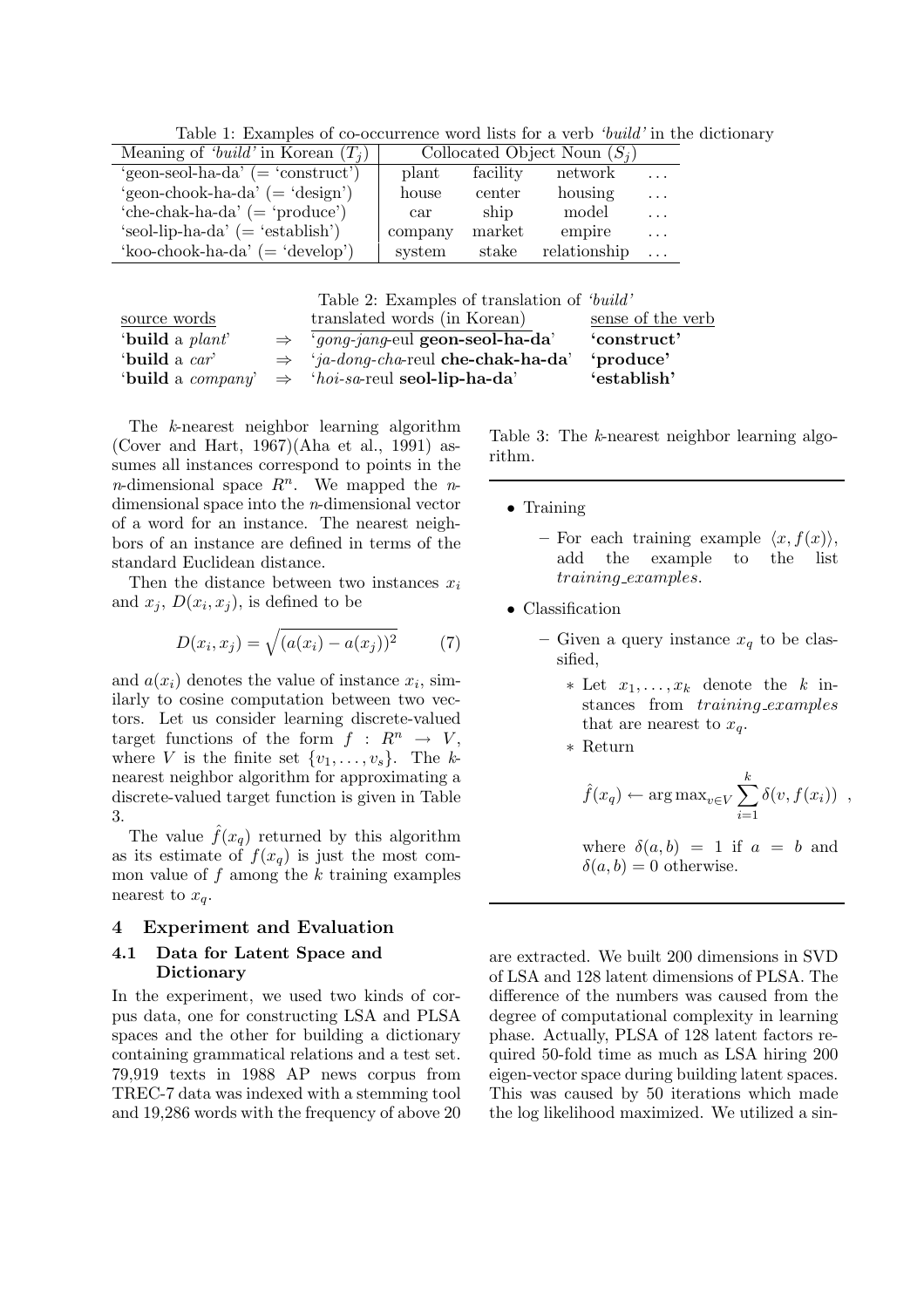Table 1: Examples of co-occurrence word lists for a verb *'build'* in the dictionary

| Meaning of *'build'* in Korean ($T_j$) | Collocated Object Noun ($S_j$) | | | |
|---|---|---|---|---|
| 'geon-seol-ha-da' (= 'construct') | plant | facility | network | ... |
| 'geon-chook-ha-da' (= 'design') | house | center | housing | ... |
| 'che-chak-ha-da' (= 'produce') | car | ship | model | ... |
| 'seol-lip-ha-da' (= 'establish') | company | market | empire | ... |
| 'koo-chook-ha-da' (= 'develop') | system | stake | relationship | ... |

Table 2: Examples of translation of *'build'*

| source words | | translated words (in Korean) | sense of the verb |
|---|---|---|---|
| '**build** a *plant*' | ⇒ | '*gong-jang*-eul **geon-seol-ha-da**' | **'construct'** |
| '**build** a *car*' | ⇒ | '*ja-dong-cha*-reul **che-chak-ha-da**' | **'produce'** |
| '**build** a *company*' | ⇒ | '*hoi-sa*-reul **seol-lip-ha-da**' | **'establish'** |

The $k$-nearest neighbor learning algorithm (Cover and Hart, 1967)(Aha et al., 1991) assumes all instances correspond to points in the $n$-dimensional space $R^n$. We mapped the $n$-dimensional space into the $n$-dimensional vector of a word for an instance. The nearest neighbors of an instance are defined in terms of the standard Euclidean distance.

Then the distance between two instances $x_i$ and $x_j$, $D(x_i, x_j)$, is defined to be

$$D(x_i, x_j) = \sqrt{(a(x_i) - a(x_j))^2} \tag{7}$$

and $a(x_i)$ denotes the value of instance $x_i$, similarly to cosine computation between two vectors. Let us consider learning discrete-valued target functions of the form $f : R^n \rightarrow V$, where $V$ is the finite set $\{v_1, \ldots, v_s\}$. The $k$-nearest neighbor algorithm for approximating a discrete-valued target function is given in Table 3.

The value $\hat{f}(x_q)$ returned by this algorithm as its estimate of $f(x_q)$ is just the most common value of $f$ among the $k$ training examples nearest to $x_q$.

Table 3: The $k$-nearest neighbor learning algorithm.

- Training
  - For each training example $\langle x, f(x) \rangle$, add the example to the list *training_examples*.
- Classification
  - Given a query instance $x_q$ to be classified,
    - Let $x_1, \ldots, x_k$ denote the $k$ instances from *training_examples* that are nearest to $x_q$.
    - Return

      $$\hat{f}(x_q) \leftarrow \arg\max_{v \in V} \sum_{i=1}^{k} \delta(v, f(x_i)) \ ,$$

      where $\delta(a, b) = 1$ if $a = b$ and $\delta(a, b) = 0$ otherwise.

## 4 Experiment and Evaluation

### 4.1 Data for Latent Space and Dictionary

In the experiment, we used two kinds of corpus data, one for constructing LSA and PLSA spaces and the other for building a dictionary containing grammatical relations and a test set. 79,919 texts in 1988 AP news corpus from TREC-7 data was indexed with a stemming tool and 19,286 words with the frequency of above 20 are extracted. We built 200 dimensions in SVD of LSA and 128 latent dimensions of PLSA. The difference of the numbers was caused from the degree of computational complexity in learning phase. Actually, PLSA of 128 latent factors required 50-fold time as much as LSA hiring 200 eigen-vector space during building latent spaces. This was caused by 50 iterations which made the log likelihood maximized. We utilized a sin-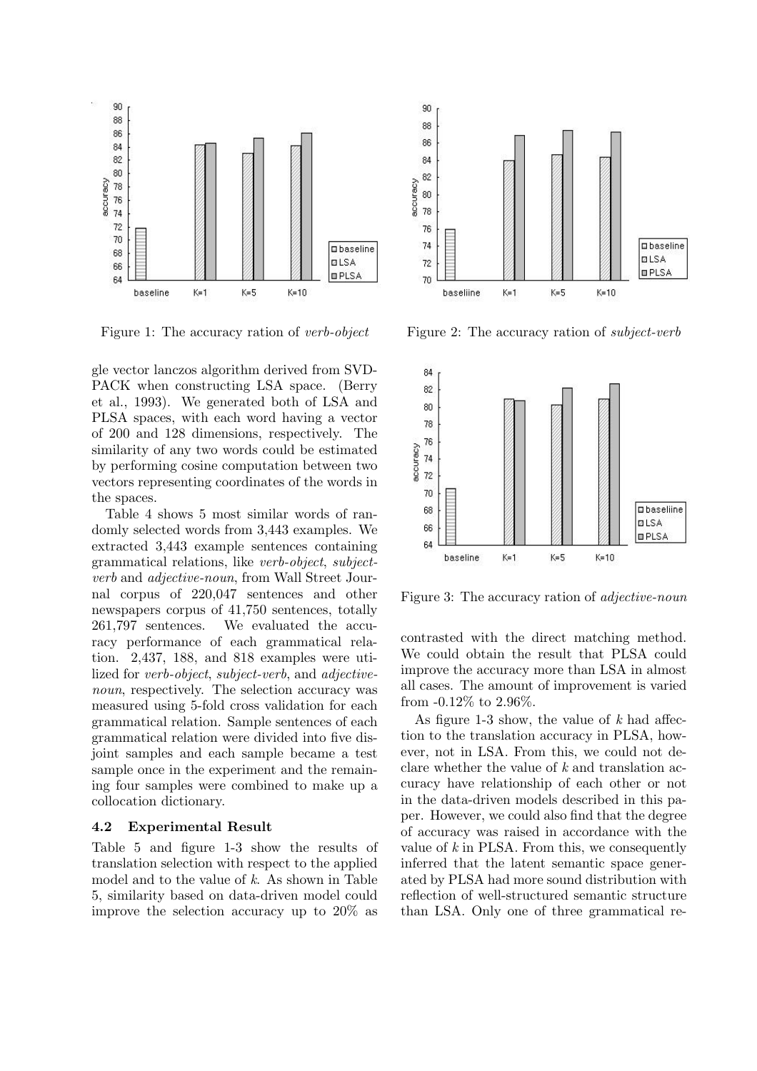Figure 1: The accuracy ration of *verb-object*

Figure 2: The accuracy ration of *subject-verb*

Figure 3: The accuracy ration of *adjective-noun*

gle vector lanczos algorithm derived from SVDPACK when constructing LSA space. (Berry et al., 1993). We generated both of LSA and PLSA spaces, with each word having a vector of 200 and 128 dimensions, respectively. The similarity of any two words could be estimated by performing cosine computation between two vectors representing coordinates of the words in the spaces.

Table 4 shows 5 most similar words of randomly selected words from 3,443 examples. We extracted 3,443 example sentences containing grammatical relations, like *verb-object*, *subject-verb* and *adjective-noun*, from Wall Street Journal corpus of 220,047 sentences and other newspapers corpus of 41,750 sentences, totally 261,797 sentences. We evaluated the accuracy performance of each grammatical relation. 2,437, 188, and 818 examples were utilized for *verb-object*, *subject-verb*, and *adjective-noun*, respectively. The selection accuracy was measured using 5-fold cross validation for each grammatical relation. Sample sentences of each grammatical relation were divided into five disjoint samples and each sample became a test sample once in the experiment and the remaining four samples were combined to make up a collocation dictionary.

### 4.2 Experimental Result

Table 5 and figure 1-3 show the results of translation selection with respect to the applied model and to the value of $k$. As shown in Table 5, similarity based on data-driven model could improve the selection accuracy up to 20% as contrasted with the direct matching method. We could obtain the result that PLSA could improve the accuracy more than LSA in almost all cases. The amount of improvement is varied from -0.12% to 2.96%.

As figure 1-3 show, the value of $k$ had affection to the translation accuracy in PLSA, however, not in LSA. From this, we could not declare whether the value of $k$ and translation accuracy have relationship of each other or not in the data-driven models described in this paper. However, we could also find that the degree of accuracy was raised in accordance with the value of $k$ in PLSA. From this, we consequently inferred that the latent semantic space generated by PLSA had more sound distribution with reflection of well-structured semantic structure than LSA. Only one of three grammatical re-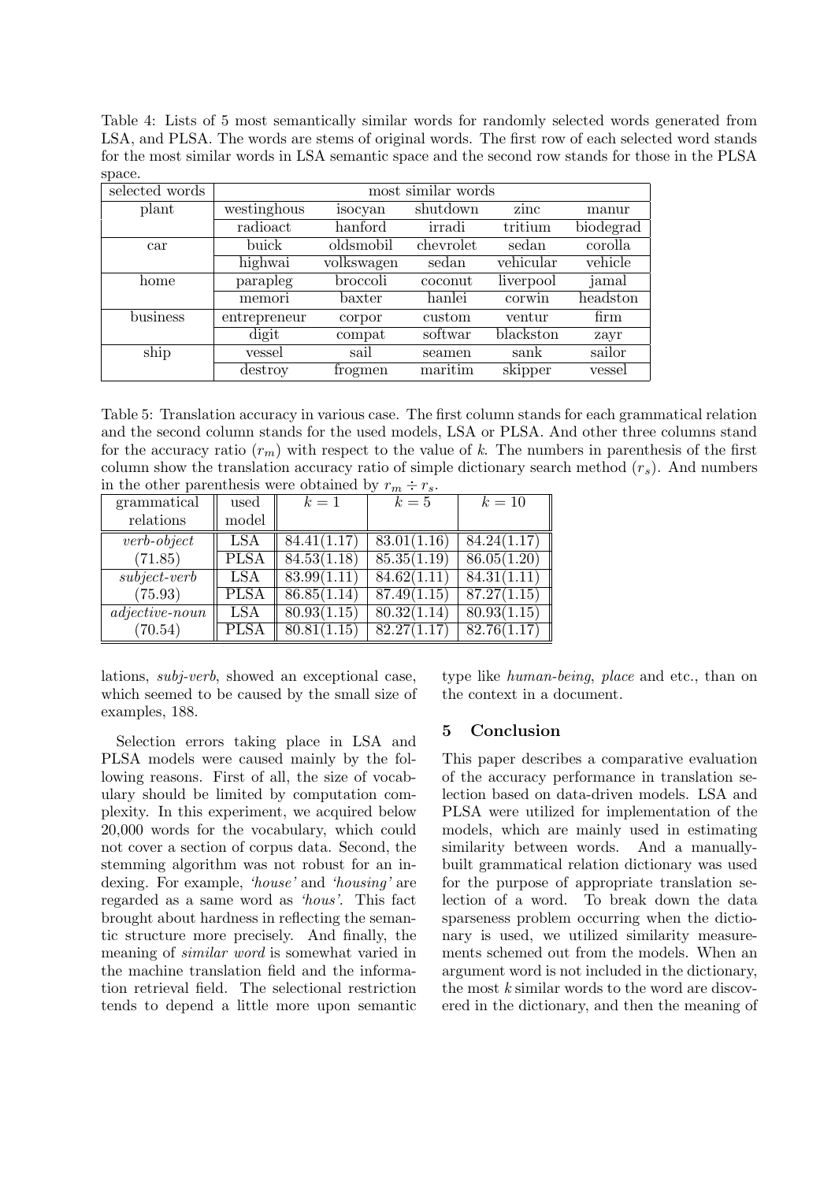Table 4: Lists of 5 most semantically similar words for randomly selected words generated from LSA, and PLSA. The words are stems of original words. The first row of each selected word stands for the most similar words in LSA semantic space and the second row stands for those in the PLSA space.

| selected words | most similar words | | | | |
|---|---|---|---|---|---|
| plant | westinghous | isocyan | shutdown | zinc | manur |
| | radioact | hanford | irradi | tritium | biodegrad |
| car | buick | oldsmobil | chevrolet | sedan | corolla |
| | highwai | volkswagen | sedan | vehicular | vehicle |
| home | parapleg | broccoli | coconut | liverpool | jamal |
| | memori | baxter | hanlei | corwin | headston |
| business | entrepreneur | corpor | custom | ventur | firm |
| | digit | compat | softwar | blackston | zayr |
| ship | vessel | sail | seamen | sank | sailor |
| | destroy | frogmen | maritim | skipper | vessel |

Table 5: Translation accuracy in various case. The first column stands for each grammatical relation and the second column stands for the used models, LSA or PLSA. And other three columns stand for the accuracy ratio ($r_m$) with respect to the value of $k$. The numbers in parenthesis of the first column show the translation accuracy ratio of simple dictionary search method ($r_s$). And numbers in the other parenthesis were obtained by $r_m \div r_s$.

| grammatical relations | used model | $k = 1$ | $k = 5$ | $k = 10$ |
|---|---|---|---|---|
| *verb-object* | LSA | 84.41(1.17) | 83.01(1.16) | 84.24(1.17) |
| (71.85) | PLSA | 84.53(1.18) | 85.35(1.19) | 86.05(1.20) |
| *subject-verb* | LSA | 83.99(1.11) | 84.62(1.11) | 84.31(1.11) |
| (75.93) | PLSA | 86.85(1.14) | 87.49(1.15) | 87.27(1.15) |
| *adjective-noun* | LSA | 80.93(1.15) | 80.32(1.14) | 80.93(1.15) |
| (70.54) | PLSA | 80.81(1.15) | 82.27(1.17) | 82.76(1.17) |

lations, *subj-verb*, showed an exceptional case, which seemed to be caused by the small size of examples, 188.

Selection errors taking place in LSA and PLSA models were caused mainly by the following reasons. First of all, the size of vocabulary should be limited by computation complexity. In this experiment, we acquired below 20,000 words for the vocabulary, which could not cover a section of corpus data. Second, the stemming algorithm was not robust for an indexing. For example, *'house'* and *'housing'* are regarded as a same word as *'hous'*. This fact brought about hardness in reflecting the semantic structure more precisely. And finally, the meaning of *similar word* is somewhat varied in the machine translation field and the information retrieval field. The selectional restriction tends to depend a little more upon semantic type like *human-being*, *place* and etc., than on the context in a document.

## 5 Conclusion

This paper describes a comparative evaluation of the accuracy performance in translation selection based on data-driven models. LSA and PLSA were utilized for implementation of the models, which are mainly used in estimating similarity between words. And a manually-built grammatical relation dictionary was used for the purpose of appropriate translation selection of a word. To break down the data sparseness problem occurring when the dictionary is used, we utilized similarity measurements schemed out from the models. When an argument word is not included in the dictionary, the most $k$ similar words to the word are discovered in the dictionary, and then the meaning of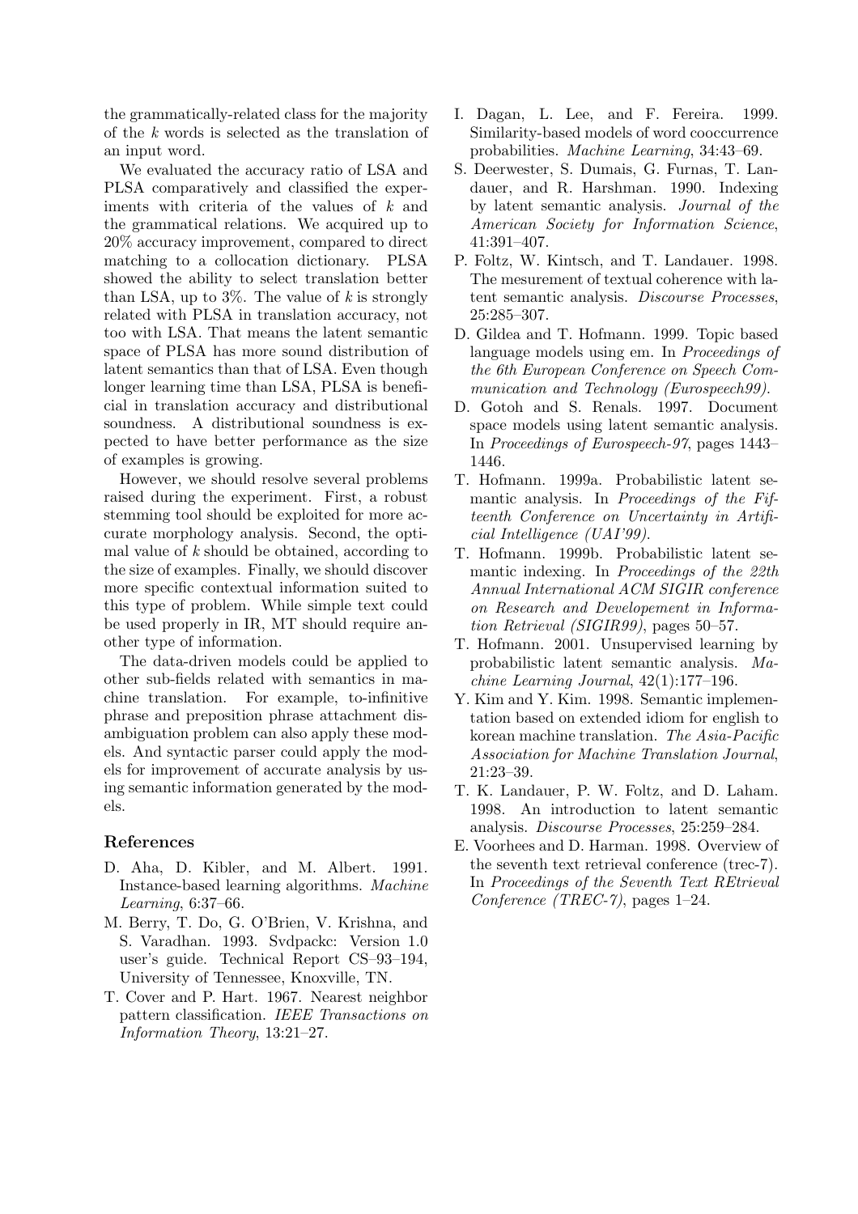the grammatically-related class for the majority of the $k$ words is selected as the translation of an input word.

We evaluated the accuracy ratio of LSA and PLSA comparatively and classified the experiments with criteria of the values of $k$ and the grammatical relations. We acquired up to 20% accuracy improvement, compared to direct matching to a collocation dictionary. PLSA showed the ability to select translation better than LSA, up to 3%. The value of $k$ is strongly related with PLSA in translation accuracy, not too with LSA. That means the latent semantic space of PLSA has more sound distribution of latent semantics than that of LSA. Even though longer learning time than LSA, PLSA is beneficial in translation accuracy and distributional soundness. A distributional soundness is expected to have better performance as the size of examples is growing.

However, we should resolve several problems raised during the experiment. First, a robust stemming tool should be exploited for more accurate morphology analysis. Second, the optimal value of $k$ should be obtained, according to the size of examples. Finally, we should discover more specific contextual information suited to this type of problem. While simple text could be used properly in IR, MT should require another type of information.

The data-driven models could be applied to other sub-fields related with semantics in machine translation. For example, to-infinitive phrase and preposition phrase attachment disambiguation problem can also apply these models. And syntactic parser could apply the models for improvement of accurate analysis by using semantic information generated by the models.

## References

D. Aha, D. Kibler, and M. Albert. 1991. Instance-based learning algorithms. *Machine Learning*, 6:37–66.

M. Berry, T. Do, G. O'Brien, V. Krishna, and S. Varadhan. 1993. Svdpackc: Version 1.0 user's guide. Technical Report CS–93–194, University of Tennessee, Knoxville, TN.

T. Cover and P. Hart. 1967. Nearest neighbor pattern classification. *IEEE Transactions on Information Theory*, 13:21–27.

I. Dagan, L. Lee, and F. Fereira. 1999. Similarity-based models of word cooccurrence probabilities. *Machine Learning*, 34:43–69.

S. Deerwester, S. Dumais, G. Furnas, T. Landauer, and R. Harshman. 1990. Indexing by latent semantic analysis. *Journal of the American Society for Information Science*, 41:391–407.

P. Foltz, W. Kintsch, and T. Landauer. 1998. The mesurement of textual coherence with latent semantic analysis. *Discourse Processes*, 25:285–307.

D. Gildea and T. Hofmann. 1999. Topic based language models using em. In *Proceedings of the 6th European Conference on Speech Communication and Technology (Eurospeech99)*.

D. Gotoh and S. Renals. 1997. Document space models using latent semantic analysis. In *Proceedings of Eurospeech-97*, pages 1443–1446.

T. Hofmann. 1999a. Probabilistic latent semantic analysis. In *Proceedings of the Fifteenth Conference on Uncertainty in Artificial Intelligence (UAI'99)*.

T. Hofmann. 1999b. Probabilistic latent semantic indexing. In *Proceedings of the 22th Annual International ACM SIGIR conference on Research and Developement in Information Retrieval (SIGIR99)*, pages 50–57.

T. Hofmann. 2001. Unsupervised learning by probabilistic latent semantic analysis. *Machine Learning Journal*, 42(1):177–196.

Y. Kim and Y. Kim. 1998. Semantic implementation based on extended idiom for english to korean machine translation. *The Asia-Pacific Association for Machine Translation Journal*, 21:23–39.

T. K. Landauer, P. W. Foltz, and D. Laham. 1998. An introduction to latent semantic analysis. *Discourse Processes*, 25:259–284.

E. Voorhees and D. Harman. 1998. Overview of the seventh text retrieval conference (trec-7). In *Proceedings of the Seventh Text REtrieval Conference (TREC-7)*, pages 1–24.